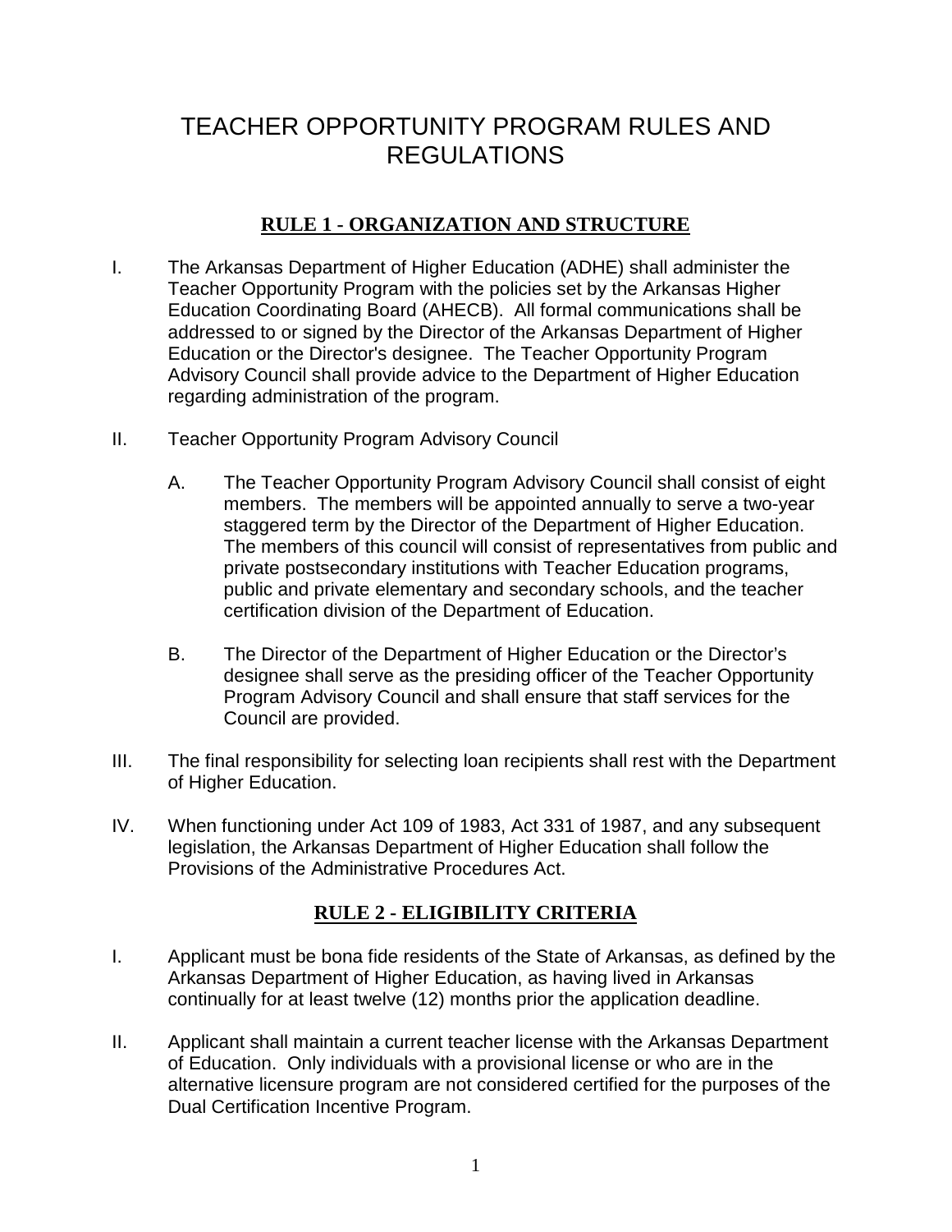# TEACHER OPPORTUNITY PROGRAM RULES AND REGULATIONS

## RULE 1 - ORGANIZATION AND STRUCTURE

I. The Arkansas Department of Higher Education (ADHE) shall administer the Teacher Opportunity Program with the policies set by the Arkansas Higher Education Coordinating Board (AHECB). All formal communications shall be addressed to or signed by the Director of the Arkansas Department of Higher Education or the Director's designee. The Teacher Opportunity Program Advisory Council shall provide advice to the Department of Higher Education regarding administration of the program.

II. Teacher Opportunity Program Advisory Council

   A. The Teacher Opportunity Program Advisory Council shall consist of eight members. The members will be appointed annually to serve a two-year staggered term by the Director of the Department of Higher Education. The members of this council will consist of representatives from public and private postsecondary institutions with Teacher Education programs, public and private elementary and secondary schools, and the teacher certification division of the Department of Education.

   B. The Director of the Department of Higher Education or the Director's designee shall serve as the presiding officer of the Teacher Opportunity Program Advisory Council and shall ensure that staff services for the Council are provided.

III. The final responsibility for selecting loan recipients shall rest with the Department of Higher Education.

IV. When functioning under Act 109 of 1983, Act 331 of 1987, and any subsequent legislation, the Arkansas Department of Higher Education shall follow the Provisions of the Administrative Procedures Act.

## RULE 2 - ELIGIBILITY CRITERIA

I. Applicant must be bona fide residents of the State of Arkansas, as defined by the Arkansas Department of Higher Education, as having lived in Arkansas continually for at least twelve (12) months prior the application deadline.

II. Applicant shall maintain a current teacher license with the Arkansas Department of Education. Only individuals with a provisional license or who are in the alternative licensure program are not considered certified for the purposes of the Dual Certification Incentive Program.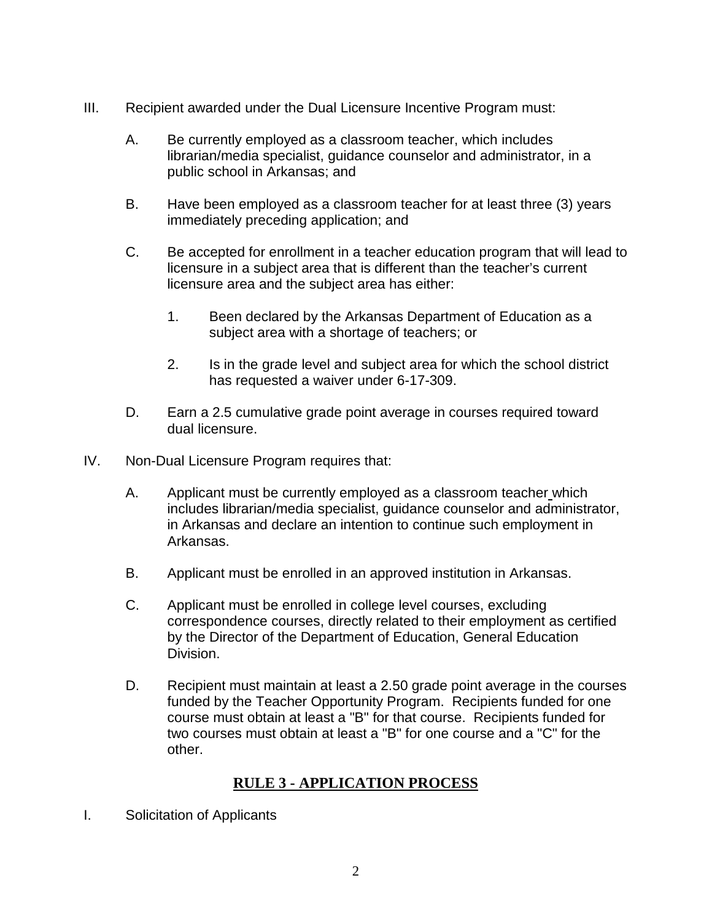III. Recipient awarded under the Dual Licensure Incentive Program must:

   A. Be currently employed as a classroom teacher, which includes librarian/media specialist, guidance counselor and administrator, in a public school in Arkansas; and

   B. Have been employed as a classroom teacher for at least three (3) years immediately preceding application; and

   C. Be accepted for enrollment in a teacher education program that will lead to licensure in a subject area that is different than the teacher's current licensure area and the subject area has either:

      1. Been declared by the Arkansas Department of Education as a subject area with a shortage of teachers; or

      2. Is in the grade level and subject area for which the school district has requested a waiver under 6-17-309.

   D. Earn a 2.5 cumulative grade point average in courses required toward dual licensure.

IV. Non-Dual Licensure Program requires that:

   A. Applicant must be currently employed as a classroom teacher which includes librarian/media specialist, guidance counselor and administrator, in Arkansas and declare an intention to continue such employment in Arkansas.

   B. Applicant must be enrolled in an approved institution in Arkansas.

   C. Applicant must be enrolled in college level courses, excluding correspondence courses, directly related to their employment as certified by the Director of the Department of Education, General Education Division.

   D. Recipient must maintain at least a 2.50 grade point average in the courses funded by the Teacher Opportunity Program. Recipients funded for one course must obtain at least a "B" for that course. Recipients funded for two courses must obtain at least a "B" for one course and a "C" for the other.

## RULE 3 - APPLICATION PROCESS

I. Solicitation of Applicants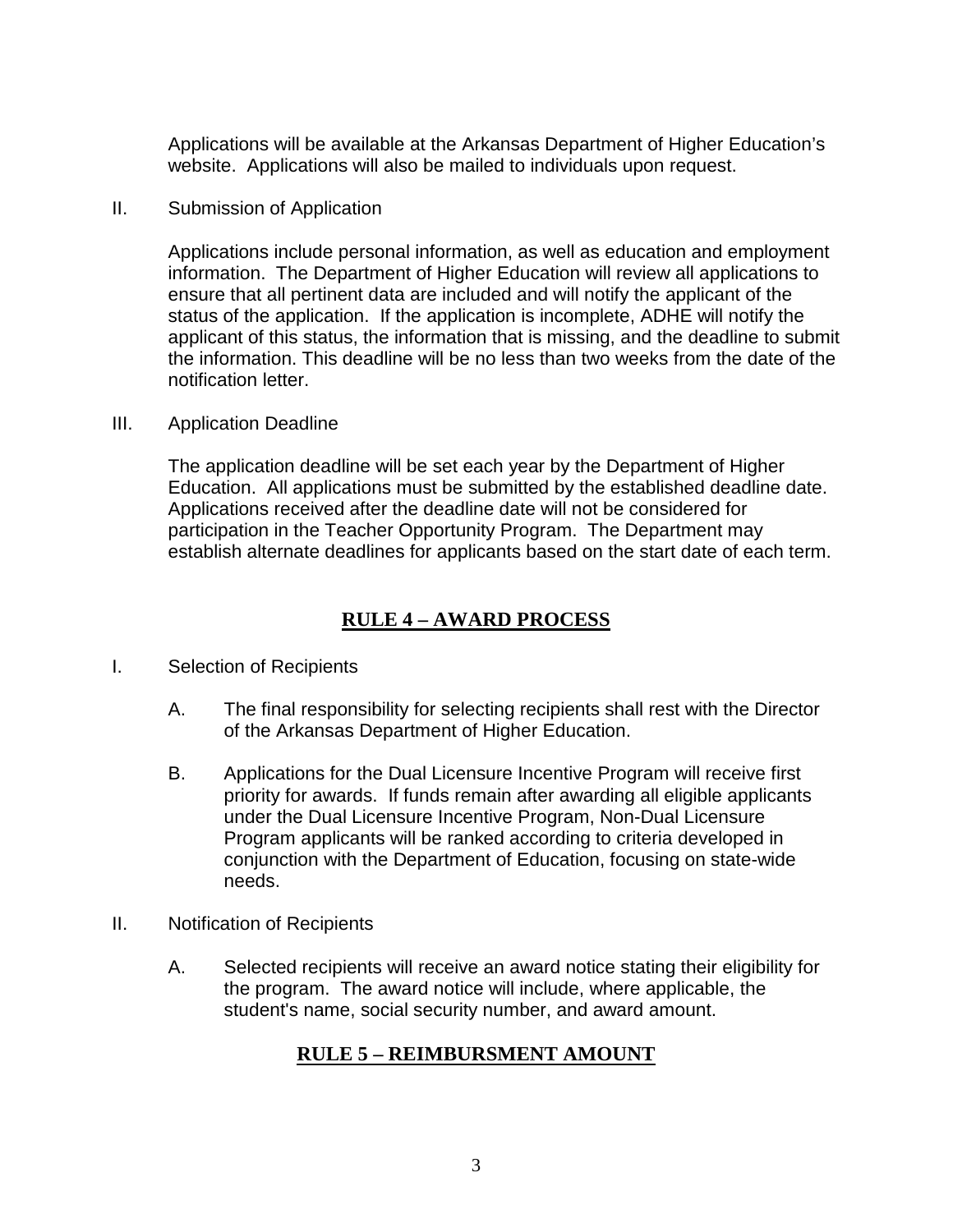Applications will be available at the Arkansas Department of Higher Education's website. Applications will also be mailed to individuals upon request.

II. Submission of Application

Applications include personal information, as well as education and employment information. The Department of Higher Education will review all applications to ensure that all pertinent data are included and will notify the applicant of the status of the application. If the application is incomplete, ADHE will notify the applicant of this status, the information that is missing, and the deadline to submit the information. This deadline will be no less than two weeks from the date of the notification letter.

III. Application Deadline

The application deadline will be set each year by the Department of Higher Education. All applications must be submitted by the established deadline date. Applications received after the deadline date will not be considered for participation in the Teacher Opportunity Program. The Department may establish alternate deadlines for applicants based on the start date of each term.

## RULE 4 – AWARD PROCESS

I. Selection of Recipients

A. The final responsibility for selecting recipients shall rest with the Director of the Arkansas Department of Higher Education.

B. Applications for the Dual Licensure Incentive Program will receive first priority for awards. If funds remain after awarding all eligible applicants under the Dual Licensure Incentive Program, Non-Dual Licensure Program applicants will be ranked according to criteria developed in conjunction with the Department of Education, focusing on state-wide needs.

II. Notification of Recipients

A. Selected recipients will receive an award notice stating their eligibility for the program. The award notice will include, where applicable, the student's name, social security number, and award amount.

## RULE 5 – REIMBURSMENT AMOUNT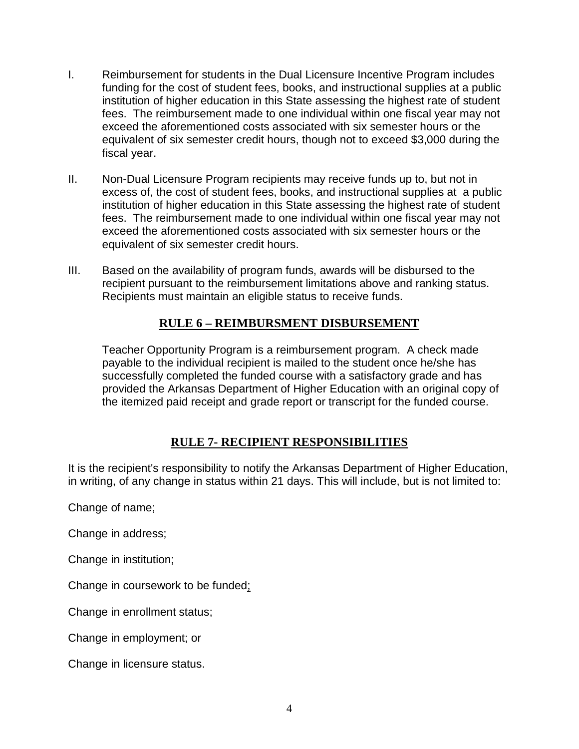I. Reimbursement for students in the Dual Licensure Incentive Program includes funding for the cost of student fees, books, and instructional supplies at a public institution of higher education in this State assessing the highest rate of student fees. The reimbursement made to one individual within one fiscal year may not exceed the aforementioned costs associated with six semester hours or the equivalent of six semester credit hours, though not to exceed $3,000 during the fiscal year.

II. Non-Dual Licensure Program recipients may receive funds up to, but not in excess of, the cost of student fees, books, and instructional supplies at a public institution of higher education in this State assessing the highest rate of student fees. The reimbursement made to one individual within one fiscal year may not exceed the aforementioned costs associated with six semester hours or the equivalent of six semester credit hours.

III. Based on the availability of program funds, awards will be disbursed to the recipient pursuant to the reimbursement limitations above and ranking status. Recipients must maintain an eligible status to receive funds.

## RULE 6 – REIMBURSMENT DISBURSEMENT

Teacher Opportunity Program is a reimbursement program. A check made payable to the individual recipient is mailed to the student once he/she has successfully completed the funded course with a satisfactory grade and has provided the Arkansas Department of Higher Education with an original copy of the itemized paid receipt and grade report or transcript for the funded course.

## RULE 7- RECIPIENT RESPONSIBILITIES

It is the recipient's responsibility to notify the Arkansas Department of Higher Education, in writing, of any change in status within 21 days. This will include, but is not limited to:

Change of name;

Change in address;

Change in institution;

Change in coursework to be funded;

Change in enrollment status;

Change in employment; or

Change in licensure status.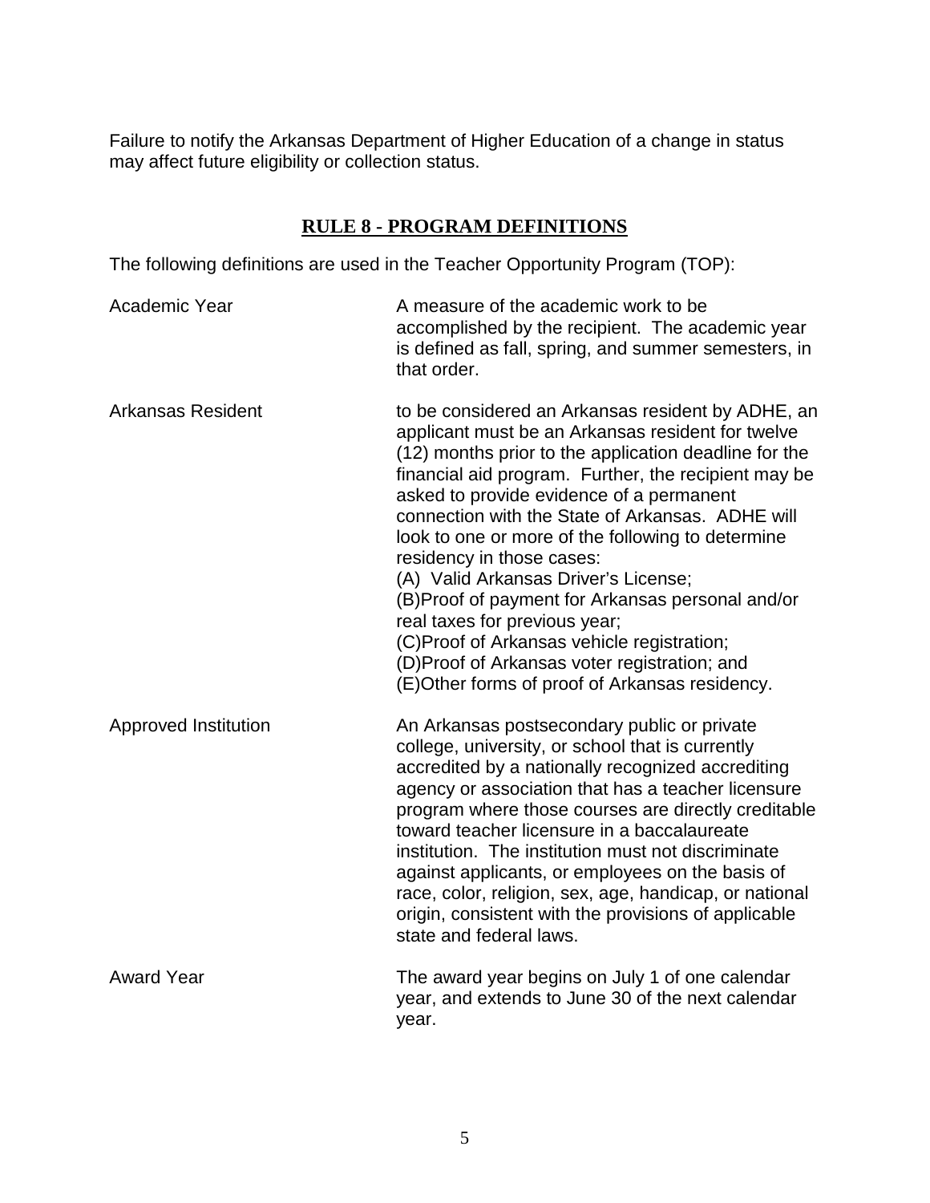Failure to notify the Arkansas Department of Higher Education of a change in status may affect future eligibility or collection status.

## RULE 8 - PROGRAM DEFINITIONS

The following definitions are used in the Teacher Opportunity Program (TOP):

| | |
|---|---|
| Academic Year | A measure of the academic work to be accomplished by the recipient. The academic year is defined as fall, spring, and summer semesters, in that order. |
| Arkansas Resident | to be considered an Arkansas resident by ADHE, an applicant must be an Arkansas resident for twelve (12) months prior to the application deadline for the financial aid program. Further, the recipient may be asked to provide evidence of a permanent connection with the State of Arkansas. ADHE will look to one or more of the following to determine residency in those cases:<br>(A) Valid Arkansas Driver's License;<br>(B)Proof of payment for Arkansas personal and/or real taxes for previous year;<br>(C)Proof of Arkansas vehicle registration;<br>(D)Proof of Arkansas voter registration; and<br>(E)Other forms of proof of Arkansas residency. |
| Approved Institution | An Arkansas postsecondary public or private college, university, or school that is currently accredited by a nationally recognized accrediting agency or association that has a teacher licensure program where those courses are directly creditable toward teacher licensure in a baccalaureate institution. The institution must not discriminate against applicants, or employees on the basis of race, color, religion, sex, age, handicap, or national origin, consistent with the provisions of applicable state and federal laws. |
| Award Year | The award year begins on July 1 of one calendar year, and extends to June 30 of the next calendar year. |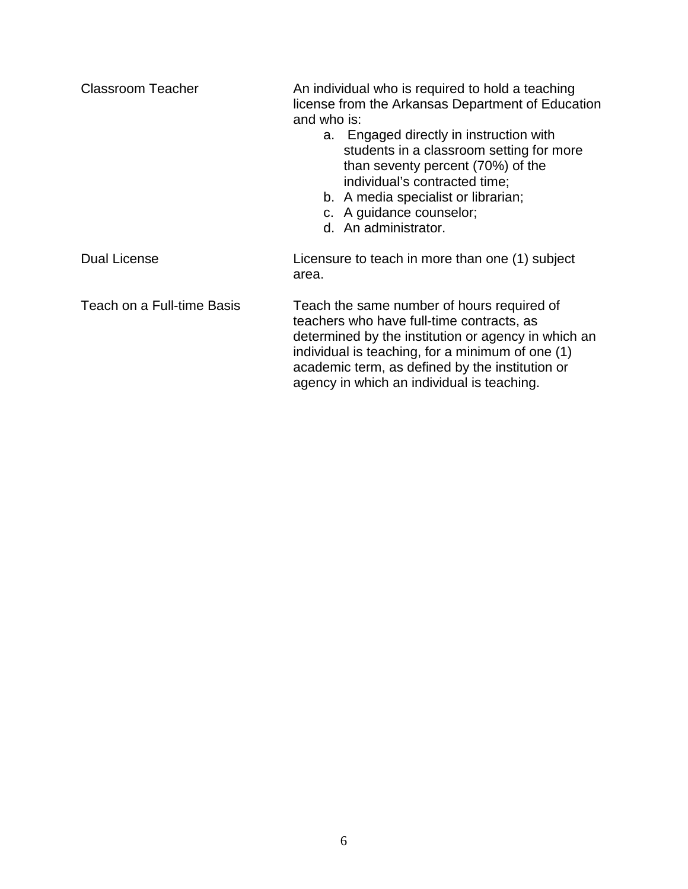| | |
|---|---|
| Classroom Teacher | An individual who is required to hold a teaching license from the Arkansas Department of Education and who is:<br>a. Engaged directly in instruction with students in a classroom setting for more than seventy percent (70%) of the individual's contracted time;<br>b. A media specialist or librarian;<br>c. A guidance counselor;<br>d. An administrator. |
| Dual License | Licensure to teach in more than one (1) subject area. |
| Teach on a Full-time Basis | Teach the same number of hours required of teachers who have full-time contracts, as determined by the institution or agency in which an individual is teaching, for a minimum of one (1) academic term, as defined by the institution or agency in which an individual is teaching. |